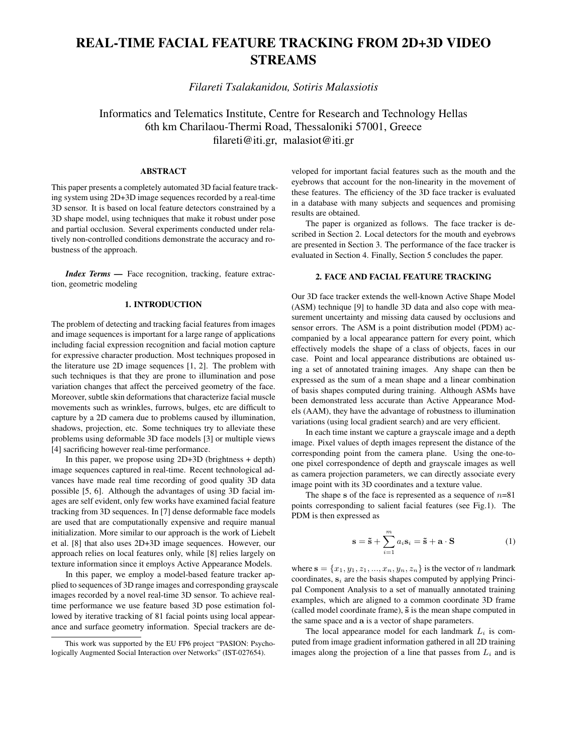# REAL-TIME FACIAL FEATURE TRACKING FROM 2D+3D VIDEO STREAMS

*Filareti Tsalakanidou, Sotiris Malassiotis*

Informatics and Telematics Institute, Centre for Research and Technology Hellas
6th km Charilaou-Thermi Road, Thessaloniki 57001, Greece
filareti@iti.gr, malasiot@iti.gr

## ABSTRACT

This paper presents a completely automated 3D facial feature tracking system using 2D+3D image sequences recorded by a real-time 3D sensor. It is based on local feature detectors constrained by a 3D shape model, using techniques that make it robust under pose and partial occlusion. Several experiments conducted under relatively non-controlled conditions demonstrate the accuracy and robustness of the approach.

***Index Terms*** — Face recognition, tracking, feature extraction, geometric modeling

## 1. INTRODUCTION

The problem of detecting and tracking facial features from images and image sequences is important for a large range of applications including facial expression recognition and facial motion capture for expressive character production. Most techniques proposed in the literature use 2D image sequences [1, 2]. The problem with such techniques is that they are prone to illumination and pose variation changes that affect the perceived geometry of the face. Moreover, subtle skin deformations that characterize facial muscle movements such as wrinkles, furrows, bulges, etc are difficult to capture by a 2D camera due to problems caused by illumination, shadows, projection, etc. Some techniques try to alleviate these problems using deformable 3D face models [3] or multiple views [4] sacrificing however real-time performance.

In this paper, we propose using 2D+3D (brightness + depth) image sequences captured in real-time. Recent technological advances have made real time recording of good quality 3D data possible [5, 6]. Although the advantages of using 3D facial images are self evident, only few works have examined facial feature tracking from 3D sequences. In [7] dense deformable face models are used that are computationally expensive and require manual initialization. More similar to our approach is the work of Liebelt et al. [8] that also uses 2D+3D image sequences. However, our approach relies on local features only, while [8] relies largely on texture information since it employs Active Appearance Models.

In this paper, we employ a model-based feature tracker applied to sequences of 3D range images and corresponding grayscale images recorded by a novel real-time 3D sensor. To achieve real-time performance we use feature based 3D pose estimation followed by iterative tracking of 81 facial points using local appearance and surface geometry information. Special trackers are developed for important facial features such as the mouth and the eyebrows that account for the non-linearity in the movement of these features. The efficiency of the 3D face tracker is evaluated in a database with many subjects and sequences and promising results are obtained.

The paper is organized as follows. The face tracker is described in Section 2. Local detectors for the mouth and eyebrows are presented in Section 3. The performance of the face tracker is evaluated in Section 4. Finally, Section 5 concludes the paper.

## 2. FACE AND FACIAL FEATURE TRACKING

Our 3D face tracker extends the well-known Active Shape Model (ASM) technique [9] to handle 3D data and also cope with measurement uncertainty and missing data caused by occlusions and sensor errors. The ASM is a point distribution model (PDM) accompanied by a local appearance pattern for every point, which effectively models the shape of a class of objects, faces in our case. Point and local appearance distributions are obtained using a set of annotated training images. Any shape can then be expressed as the sum of a mean shape and a linear combination of basis shapes computed during training. Although ASMs have been demonstrated less accurate than Active Appearance Models (AAM), they have the advantage of robustness to illumination variations (using local gradient search) and are very efficient.

In each time instant we capture a grayscale image and a depth image. Pixel values of depth images represent the distance of the corresponding point from the camera plane. Using the one-to-one pixel correspondence of depth and grayscale images as well as camera projection parameters, we can directly associate every image point with its 3D coordinates and a texture value.

The shape $\mathbf{s}$ of the face is represented as a sequence of $n$=81 points corresponding to salient facial features (see Fig.1). The PDM is then expressed as

$$\mathbf{s} = \tilde{\mathbf{s}} + \sum_{i=1}^{m} a_i \mathbf{s}_i = \tilde{\mathbf{s}} + \mathbf{a} \cdot \mathbf{S} \tag{1}$$

where $\mathbf{s} = \{x_1, y_1, z_1, ..., x_n, y_n, z_n\}$ is the vector of $n$ landmark coordinates, $\mathbf{s}_i$ are the basis shapes computed by applying Principal Component Analysis to a set of manually annotated training examples, which are aligned to a common coordinate 3D frame (called model coordinate frame), $\tilde{\mathbf{s}}$ is the mean shape computed in the same space and $\mathbf{a}$ is a vector of shape parameters.

The local appearance model for each landmark $L_i$ is computed from image gradient information gathered in all 2D training images along the projection of a line that passes from $L_i$ and is

This work was supported by the EU FP6 project "PASION: Psychologically Augmented Social Interaction over Networks" (IST-027654).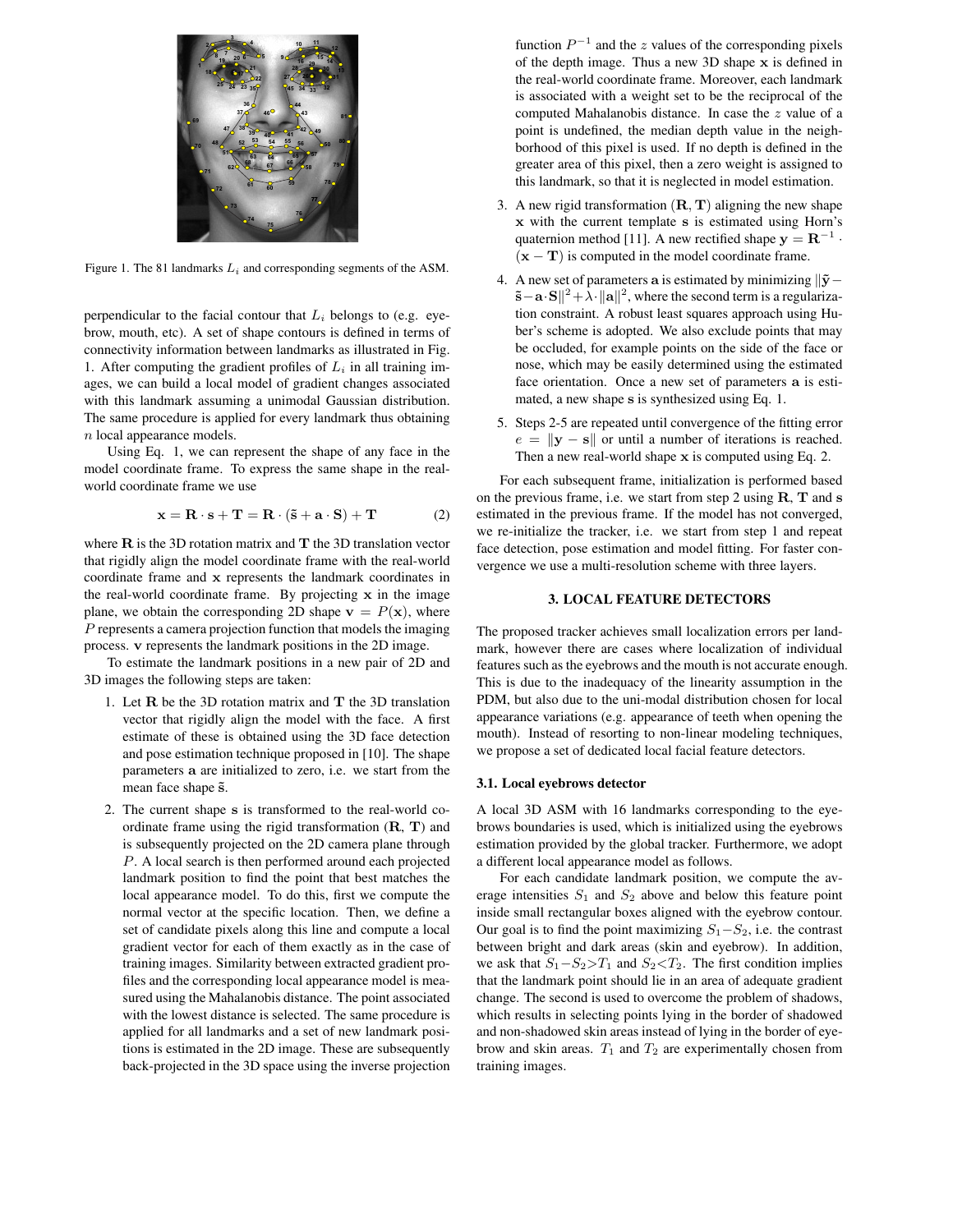Figure 1. The 81 landmarks $L_i$ and corresponding segments of the ASM.

perpendicular to the facial contour that $L_i$ belongs to (e.g. eyebrow, mouth, etc). A set of shape contours is defined in terms of connectivity information between landmarks as illustrated in Fig. 1. After computing the gradient profiles of $L_i$ in all training images, we can build a local model of gradient changes associated with this landmark assuming a unimodal Gaussian distribution. The same procedure is applied for every landmark thus obtaining $n$ local appearance models.

Using Eq. 1, we can represent the shape of any face in the model coordinate frame. To express the same shape in the real-world coordinate frame we use

$$\mathbf{x} = \mathbf{R} \cdot \mathbf{s} + \mathbf{T} = \mathbf{R} \cdot (\tilde{\mathbf{s}} + \mathbf{a} \cdot \mathbf{S}) + \mathbf{T} \tag{2}$$

where $\mathbf{R}$ is the 3D rotation matrix and $\mathbf{T}$ the 3D translation vector that rigidly align the model coordinate frame with the real-world coordinate frame and $\mathbf{x}$ represents the landmark coordinates in the real-world coordinate frame. By projecting $\mathbf{x}$ in the image plane, we obtain the corresponding 2D shape $\mathbf{v} = P(\mathbf{x})$, where $P$ represents a camera projection function that models the imaging process. $\mathbf{v}$ represents the landmark positions in the 2D image.

To estimate the landmark positions in a new pair of 2D and 3D images the following steps are taken:

1. Let $\mathbf{R}$ be the 3D rotation matrix and $\mathbf{T}$ the 3D translation vector that rigidly align the model with the face. A first estimate of these is obtained using the 3D face detection and pose estimation technique proposed in [10]. The shape parameters $\mathbf{a}$ are initialized to zero, i.e. we start from the mean face shape $\tilde{\mathbf{s}}$.

2. The current shape $\mathbf{s}$ is transformed to the real-world coordinate frame using the rigid transformation $(\mathbf{R}, \mathbf{T})$ and is subsequently projected on the 2D camera plane through $P$. A local search is then performed around each projected landmark position to find the point that best matches the local appearance model. To do this, first we compute the normal vector at the specific location. Then, we define a set of candidate pixels along this line and compute a local gradient vector for each of them exactly as in the case of training images. Similarity between extracted gradient profiles and the corresponding local appearance model is measured using the Mahalanobis distance. The point associated with the lowest distance is selected. The same procedure is applied for all landmarks and a set of new landmark positions is estimated in the 2D image. These are subsequently back-projected in the 3D space using the inverse projection function $P^{-1}$ and the $z$ values of the corresponding pixels of the depth image. Thus a new 3D shape $\mathbf{x}$ is defined in the real-world coordinate frame. Moreover, each landmark is associated with a weight set to be the reciprocal of the computed Mahalanobis distance. In case the $z$ value of a point is undefined, the median depth value in the neighborhood of this pixel is used. If no depth is defined in the greater area of this pixel, then a zero weight is assigned to this landmark, so that it is neglected in model estimation.

3. A new rigid transformation $(\mathbf{R}, \mathbf{T})$ aligning the new shape $\mathbf{x}$ with the current template $\mathbf{s}$ is estimated using Horn's quaternion method [11]. A new rectified shape $\mathbf{y} = \mathbf{R}^{-1} \cdot (\mathbf{x} - \mathbf{T})$ is computed in the model coordinate frame.

4. A new set of parameters $\mathbf{a}$ is estimated by minimizing $\|\tilde{\mathbf{y}} - \tilde{\mathbf{s}} - \mathbf{a} \cdot \mathbf{S}\|^2 + \lambda \cdot \|\mathbf{a}\|^2$, where the second term is a regularization constraint. A robust least squares approach using Huber's scheme is adopted. We also exclude points that may be occluded, for example points on the side of the face or nose, which may be easily determined using the estimated face orientation. Once a new set of parameters $\mathbf{a}$ is estimated, a new shape $\mathbf{s}$ is synthesized using Eq. 1.

5. Steps 2-5 are repeated until convergence of the fitting error $e = \|\mathbf{y} - \mathbf{s}\|$ or until a number of iterations is reached. Then a new real-world shape $\mathbf{x}$ is computed using Eq. 2.

For each subsequent frame, initialization is performed based on the previous frame, i.e. we start from step 2 using $\mathbf{R}$, $\mathbf{T}$ and $\mathbf{s}$ estimated in the previous frame. If the model has not converged, we re-initialize the tracker, i.e. we start from step 1 and repeat face detection, pose estimation and model fitting. For faster convergence we use a multi-resolution scheme with three layers.

## 3. LOCAL FEATURE DETECTORS

The proposed tracker achieves small localization errors per landmark, however there are cases where localization of individual features such as the eyebrows and the mouth is not accurate enough. This is due to the inadequacy of the linearity assumption in the PDM, but also due to the uni-modal distribution chosen for local appearance variations (e.g. appearance of teeth when opening the mouth). Instead of resorting to non-linear modeling techniques, we propose a set of dedicated local facial feature detectors.

### 3.1. Local eyebrows detector

A local 3D ASM with 16 landmarks corresponding to the eyebrows boundaries is used, which is initialized using the eyebrows estimation provided by the global tracker. Furthermore, we adopt a different local appearance model as follows.

For each candidate landmark position, we compute the average intensities $S_1$ and $S_2$ above and below this feature point inside small rectangular boxes aligned with the eyebrow contour. Our goal is to find the point maximizing $S_1 - S_2$, i.e. the contrast between bright and dark areas (skin and eyebrow). In addition, we ask that $S_1 - S_2 > T_1$ and $S_2 < T_2$. The first condition implies that the landmark point should lie in an area of adequate gradient change. The second is used to overcome the problem of shadows, which results in selecting points lying in the border of shadowed and non-shadowed skin areas instead of lying in the border of eyebrow and skin areas. $T_1$ and $T_2$ are experimentally chosen from training images.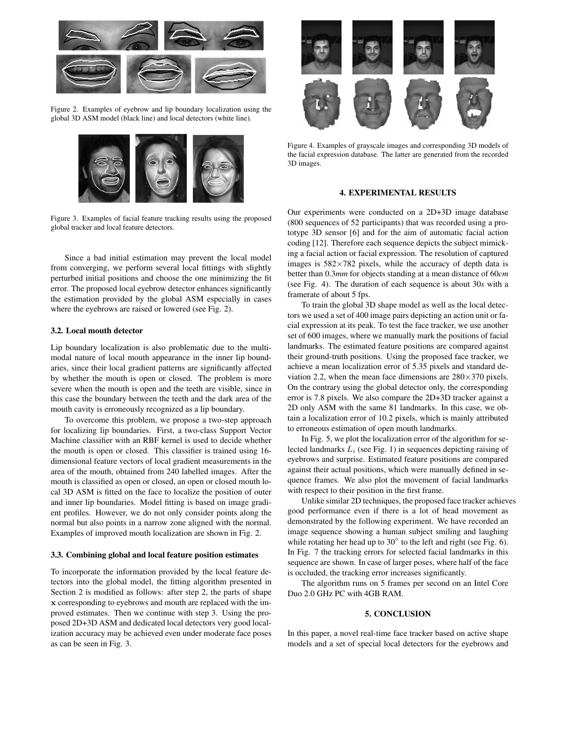Figure 2. Examples of eyebrow and lip boundary localization using the global 3D ASM model (black line) and local detectors (white line).

Figure 3. Examples of facial feature tracking results using the proposed global tracker and local feature detectors.

Since a bad initial estimation may prevent the local model from converging, we perform several local fittings with slightly perturbed initial positions and choose the one minimizing the fit error. The proposed local eyebrow detector enhances significantly the estimation provided by the global ASM especially in cases where the eyebrows are raised or lowered (see Fig. 2).

### 3.2. Local mouth detector

Lip boundary localization is also problematic due to the multi-modal nature of local mouth appearance in the inner lip boundaries, since their local gradient patterns are significantly affected by whether the mouth is open or closed. The problem is more severe when the mouth is open and the teeth are visible, since in this case the boundary between the teeth and the dark area of the mouth cavity is erroneously recognized as a lip boundary.

To overcome this problem, we propose a two-step approach for localizing lip boundaries. First, a two-class Support Vector Machine classifier with an RBF kernel is used to decide whether the mouth is open or closed. This classifier is trained using 16-dimensional feature vectors of local gradient measurements in the area of the mouth, obtained from 240 labelled images. After the mouth is classified as open or closed, an open or closed mouth local 3D ASM is fitted on the face to localize the position of outer and inner lip boundaries. Model fitting is based on image gradient profiles. However, we do not only consider points along the normal but also points in a narrow zone aligned with the normal. Examples of improved mouth localization are shown in Fig. 2.

### 3.3. Combining global and local feature position estimates

To incorporate the information provided by the local feature detectors into the global model, the fitting algorithm presented in Section 2 is modified as follows: after step 2, the parts of shape $\mathbf{x}$ corresponding to eyebrows and mouth are replaced with the improved estimates. Then we continue with step 3. Using the proposed 2D+3D ASM and dedicated local detectors very good localization accuracy may be achieved even under moderate face poses as can be seen in Fig. 3.

Figure 4. Examples of grayscale images and corresponding 3D models of the facial expression database. The latter are generated from the recorded 3D images.

## 4. EXPERIMENTAL RESULTS

Our experiments were conducted on a 2D+3D image database (800 sequences of 52 participants) that was recorded using a prototype 3D sensor [6] and for the aim of automatic facial action coding [12]. Therefore each sequence depicts the subject mimicking a facial action or facial expression. The resolution of captured images is $582 \times 782$ pixels, while the accuracy of depth data is better than 0.3*mm* for objects standing at a mean distance of 60*cm* (see Fig. 4). The duration of each sequence is about 30*s* with a framerate of about 5 fps.

To train the global 3D shape model as well as the local detectors we used a set of 400 image pairs depicting an action unit or facial expression at its peak. To test the face tracker, we use another set of 600 images, where we manually mark the positions of facial landmarks. The estimated feature positions are compared against their ground-truth positions. Using the proposed face tracker, we achieve a mean localization error of 5.35 pixels and standard deviation 2.2, when the mean face dimensions are $280 \times 370$ pixels. On the contrary using the global detector only, the corresponding error is 7.8 pixels. We also compare the 2D+3D tracker against a 2D only ASM with the same 81 landmarks. In this case, we obtain a localization error of 10.2 pixels, which is mainly attributed to erroneous estimation of open mouth landmarks.

In Fig. 5, we plot the localization error of the algorithm for selected landmarks $L_i$ (see Fig. 1) in sequences depicting raising of eyebrows and surprise. Estimated feature positions are compared against their actual positions, which were manually defined in sequence frames. We also plot the movement of facial landmarks with respect to their position in the first frame.

Unlike similar 2D techniques, the proposed face tracker achieves good performance even if there is a lot of head movement as demonstrated by the following experiment. We have recorded an image sequence showing a human subject smiling and laughing while rotating her head up to $30^{\circ}$ to the left and right (see Fig. 6). In Fig. 7 the tracking errors for selected facial landmarks in this sequence are shown. In case of larger poses, where half of the face is occluded, the tracking error increases significantly.

The algorithm runs on 5 frames per second on an Intel Core Duo 2.0 GHz PC with 4GB RAM.

## 5. CONCLUSION

In this paper, a novel real-time face tracker based on active shape models and a set of special local detectors for the eyebrows and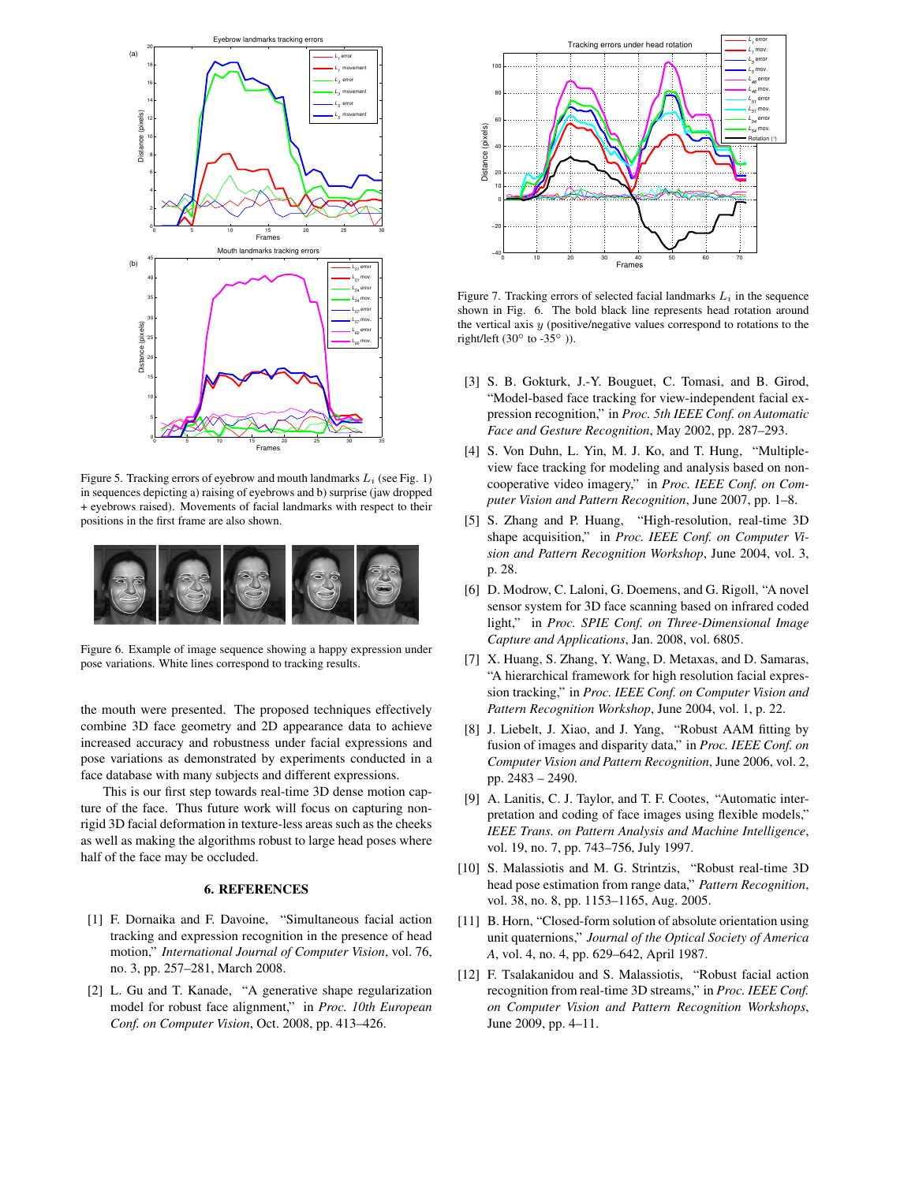Eyebrow landmarks tracking errors

(a)

Distance (pixels)

Frames

$L_1$ error
$L_1$ movement
$L_3$ error
$L_3$ movement
$L_5$ error
$L_5$ movement

Mouth landmarks tracking errors

(b)

Distance (pixels)

Frames

$L_{21}$ error
$L_{21}$ mov.
$L_{24}$ error
$L_{24}$ mov.
$L_{27}$ error
$L_{27}$ mov.
$L_{60}$ error
$L_{60}$ mov.

Figure 5. Tracking errors of eyebrow and mouth landmarks $L_i$ (see Fig. 1) in sequences depicting a) raising of eyebrows and b) surprise (jaw dropped + eyebrows raised). Movements of facial landmarks with respect to their positions in the first frame are also shown.

Figure 6. Example of image sequence showing a happy expression under pose variations. White lines correspond to tracking results.

Tracking errors under head rotation

Distance (pixels)

Frames

$L_1$ error
$L_1$ mov.
$L_5$ error
$L_5$ mov.
$L_{46}$ error
$L_{46}$ mov.
$L_{51}$ error
$L_{51}$ mov.
$L_{54}$ error
$L_{54}$ mov.
Rotation (°)

Figure 7. Tracking errors of selected facial landmarks $L_i$ in the sequence shown in Fig. 6. The bold black line represents head rotation around the vertical axis $y$ (positive/negative values correspond to rotations to the right/left (30° to -35° )).

the mouth were presented. The proposed techniques effectively combine 3D face geometry and 2D appearance data to achieve increased accuracy and robustness under facial expressions and pose variations as demonstrated by experiments conducted in a face database with many subjects and different expressions.

This is our first step towards real-time 3D dense motion capture of the face. Thus future work will focus on capturing non-rigid 3D facial deformation in texture-less areas such as the cheeks as well as making the algorithms robust to large head poses where half of the face may be occluded.

## 6. REFERENCES

[1] F. Dornaika and F. Davoine, "Simultaneous facial action tracking and expression recognition in the presence of head motion," *International Journal of Computer Vision*, vol. 76, no. 3, pp. 257–281, March 2008.

[2] L. Gu and T. Kanade, "A generative shape regularization model for robust face alignment," in *Proc. 10th European Conf. on Computer Vision*, Oct. 2008, pp. 413–426.

[3] S. B. Gokturk, J.-Y. Bouguet, C. Tomasi, and B. Girod, "Model-based face tracking for view-independent facial expression recognition," in *Proc. 5th IEEE Conf. on Automatic Face and Gesture Recognition*, May 2002, pp. 287–293.

[4] S. Von Duhn, L. Yin, M. J. Ko, and T. Hung, "Multiple-view face tracking for modeling and analysis based on non-cooperative video imagery," in *Proc. IEEE Conf. on Computer Vision and Pattern Recognition*, June 2007, pp. 1–8.

[5] S. Zhang and P. Huang, "High-resolution, real-time 3D shape acquisition," in *Proc. IEEE Conf. on Computer Vision and Pattern Recognition Workshop*, June 2004, vol. 3, p. 28.

[6] D. Modrow, C. Laloni, G. Doemens, and G. Rigoll, "A novel sensor system for 3D face scanning based on infrared coded light," in *Proc. SPIE Conf. on Three-Dimensional Image Capture and Applications*, Jan. 2008, vol. 6805.

[7] X. Huang, S. Zhang, Y. Wang, D. Metaxas, and D. Samaras, "A hierarchical framework for high resolution facial expression tracking," in *Proc. IEEE Conf. on Computer Vision and Pattern Recognition Workshop*, June 2004, vol. 1, p. 22.

[8] J. Liebelt, J. Xiao, and J. Yang, "Robust AAM fitting by fusion of images and disparity data," in *Proc. IEEE Conf. on Computer Vision and Pattern Recognition*, June 2006, vol. 2, pp. 2483 – 2490.

[9] A. Lanitis, C. J. Taylor, and T. F. Cootes, "Automatic interpretation and coding of face images using flexible models," *IEEE Trans. on Pattern Analysis and Machine Intelligence*, vol. 19, no. 7, pp. 743–756, July 1997.

[10] S. Malassiotis and M. G. Strintzis, "Robust real-time 3D head pose estimation from range data," *Pattern Recognition*, vol. 38, no. 8, pp. 1153–1165, Aug. 2005.

[11] B. Horn, "Closed-form solution of absolute orientation using unit quaternions," *Journal of the Optical Society of America A*, vol. 4, no. 4, pp. 629–642, April 1987.

[12] F. Tsalakanidou and S. Malassiotis, "Robust facial action recognition from real-time 3D streams," in *Proc. IEEE Conf. on Computer Vision and Pattern Recognition Workshops*, June 2009, pp. 4–11.